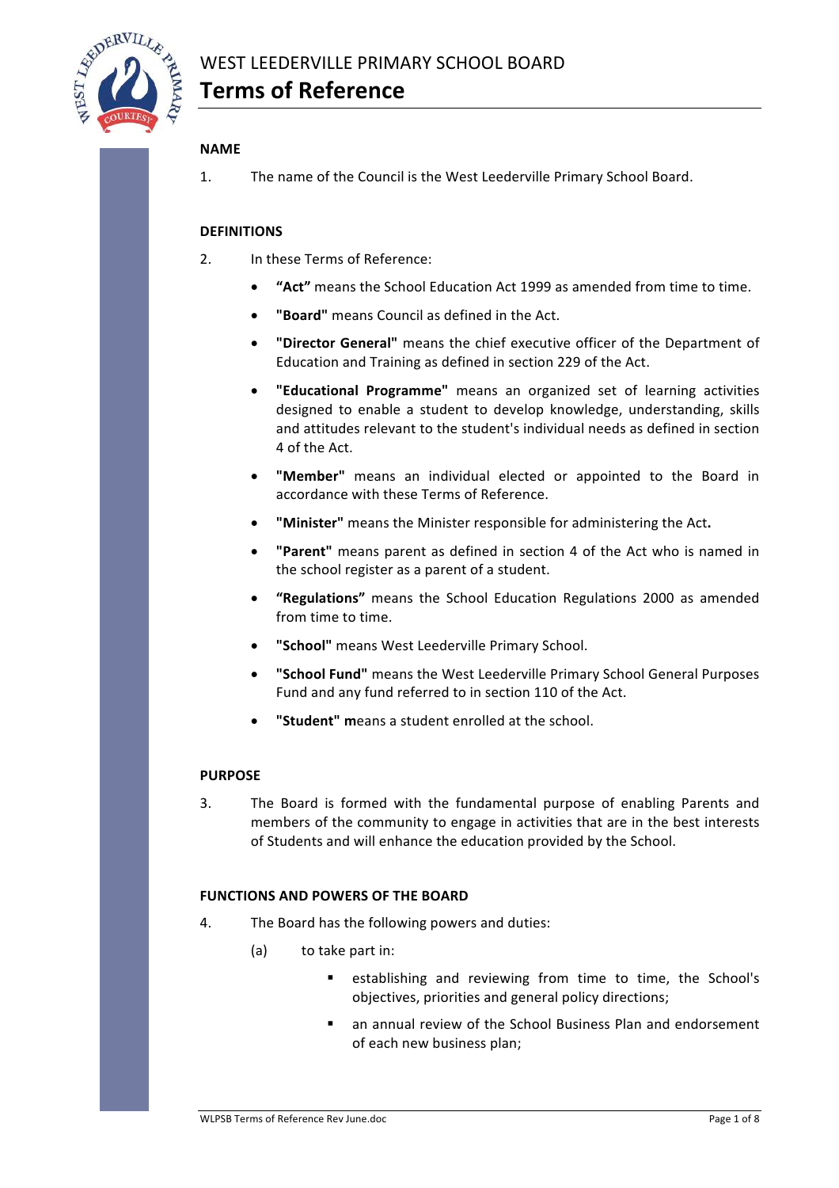# WEST LEEDERVILLE PRIMARY SCHOOL BOARD

## Terms of Reference

### NAME

1. The name of the Council is the West Leederville Primary School Board.

### DEFINITIONS

2. In these Terms of Reference:

- **"Act"** means the School Education Act 1999 as amended from time to time.
- **"Board"** means Council as defined in the Act.
- **"Director General"** means the chief executive officer of the Department of Education and Training as defined in section 229 of the Act.
- **"Educational Programme"** means an organized set of learning activities designed to enable a student to develop knowledge, understanding, skills and attitudes relevant to the student's individual needs as defined in section 4 of the Act.
- **"Member"** means an individual elected or appointed to the Board in accordance with these Terms of Reference.
- **"Minister"** means the Minister responsible for administering the Act**.**
- **"Parent"** means parent as defined in section 4 of the Act who is named in the school register as a parent of a student.
- **"Regulations"** means the School Education Regulations 2000 as amended from time to time.
- **"School"** means West Leederville Primary School.
- **"School Fund"** means the West Leederville Primary School General Purposes Fund and any fund referred to in section 110 of the Act.
- **"Student" m**eans a student enrolled at the school.

### PURPOSE

3. The Board is formed with the fundamental purpose of enabling Parents and members of the community to engage in activities that are in the best interests of Students and will enhance the education provided by the School.

### FUNCTIONS AND POWERS OF THE BOARD

4. The Board has the following powers and duties:

   (a) to take part in:

   - establishing and reviewing from time to time, the School's objectives, priorities and general policy directions;
   - an annual review of the School Business Plan and endorsement of each new business plan;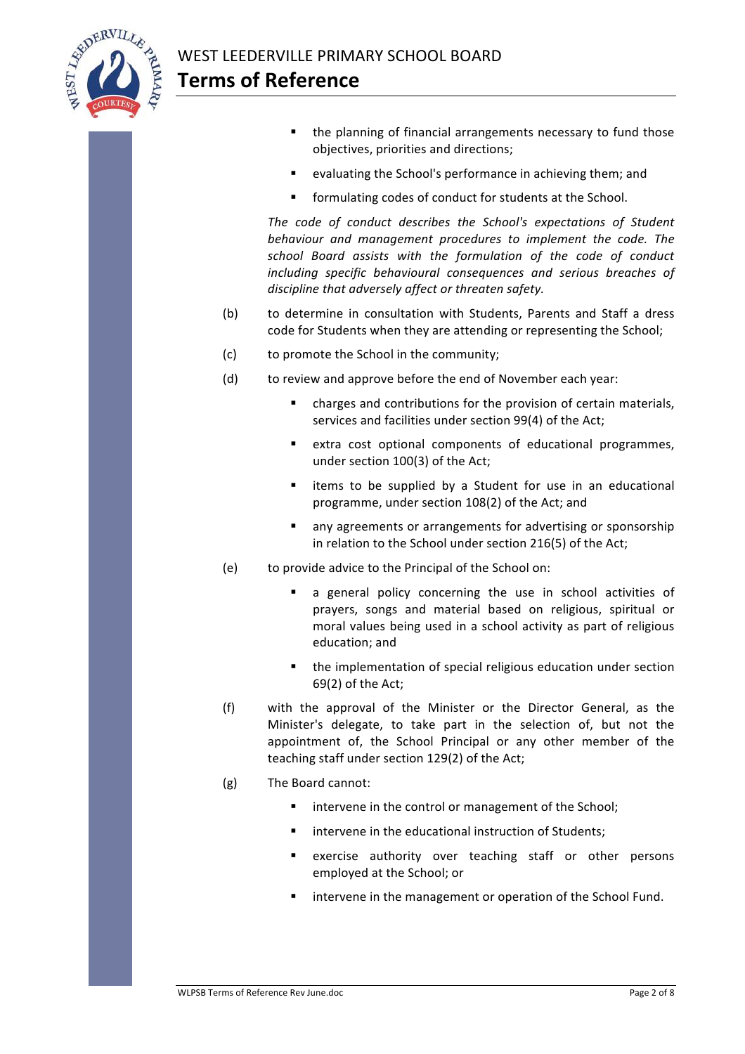- the planning of financial arrangements necessary to fund those objectives, priorities and directions;
- evaluating the School's performance in achieving them; and
- formulating codes of conduct for students at the School.

*The code of conduct describes the School's expectations of Student behaviour and management procedures to implement the code. The school Board assists with the formulation of the code of conduct including specific behavioural consequences and serious breaches of discipline that adversely affect or threaten safety.*

(b) to determine in consultation with Students, Parents and Staff a dress code for Students when they are attending or representing the School;

(c) to promote the School in the community;

(d) to review and approve before the end of November each year:

- charges and contributions for the provision of certain materials, services and facilities under section 99(4) of the Act;
- extra cost optional components of educational programmes, under section 100(3) of the Act;
- items to be supplied by a Student for use in an educational programme, under section 108(2) of the Act; and
- any agreements or arrangements for advertising or sponsorship in relation to the School under section 216(5) of the Act;

(e) to provide advice to the Principal of the School on:

- a general policy concerning the use in school activities of prayers, songs and material based on religious, spiritual or moral values being used in a school activity as part of religious education; and
- the implementation of special religious education under section 69(2) of the Act;

(f) with the approval of the Minister or the Director General, as the Minister's delegate, to take part in the selection of, but not the appointment of, the School Principal or any other member of the teaching staff under section 129(2) of the Act;

(g) The Board cannot:

- intervene in the control or management of the School;
- intervene in the educational instruction of Students;
- exercise authority over teaching staff or other persons employed at the School; or
- intervene in the management or operation of the School Fund.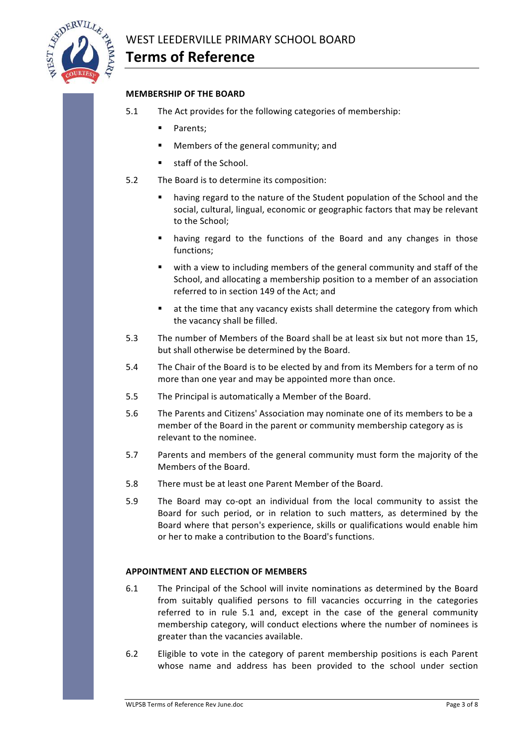## MEMBERSHIP OF THE BOARD

5.1 The Act provides for the following categories of membership:

- Parents;
- Members of the general community; and
- staff of the School.

5.2 The Board is to determine its composition:

- having regard to the nature of the Student population of the School and the social, cultural, lingual, economic or geographic factors that may be relevant to the School;
- having regard to the functions of the Board and any changes in those functions;
- with a view to including members of the general community and staff of the School, and allocating a membership position to a member of an association referred to in section 149 of the Act; and
- at the time that any vacancy exists shall determine the category from which the vacancy shall be filled.

5.3 The number of Members of the Board shall be at least six but not more than 15, but shall otherwise be determined by the Board.

5.4 The Chair of the Board is to be elected by and from its Members for a term of no more than one year and may be appointed more than once.

5.5 The Principal is automatically a Member of the Board.

5.6 The Parents and Citizens' Association may nominate one of its members to be a member of the Board in the parent or community membership category as is relevant to the nominee.

5.7 Parents and members of the general community must form the majority of the Members of the Board.

5.8 There must be at least one Parent Member of the Board.

5.9 The Board may co-opt an individual from the local community to assist the Board for such period, or in relation to such matters, as determined by the Board where that person's experience, skills or qualifications would enable him or her to make a contribution to the Board's functions.

## APPOINTMENT AND ELECTION OF MEMBERS

6.1 The Principal of the School will invite nominations as determined by the Board from suitably qualified persons to fill vacancies occurring in the categories referred to in rule 5.1 and, except in the case of the general community membership category, will conduct elections where the number of nominees is greater than the vacancies available.

6.2 Eligible to vote in the category of parent membership positions is each Parent whose name and address has been provided to the school under section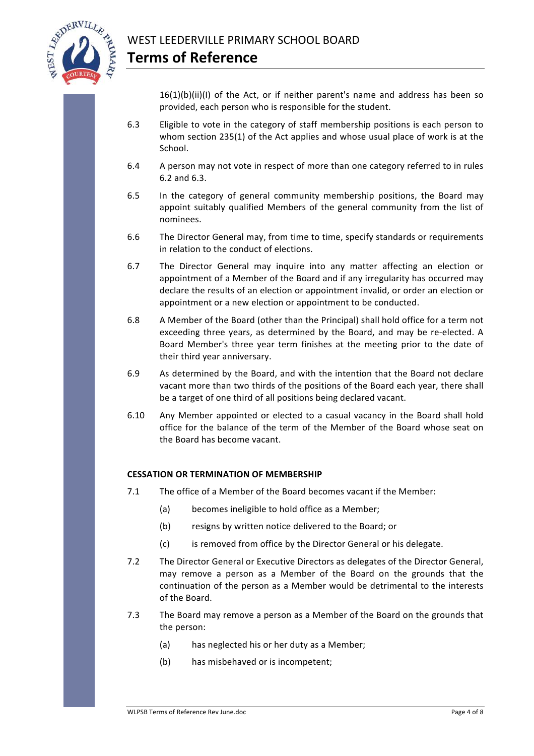16(1)(b)(ii)(I) of the Act, or if neither parent's name and address has been so provided, each person who is responsible for the student.

6.3 Eligible to vote in the category of staff membership positions is each person to whom section 235(1) of the Act applies and whose usual place of work is at the School.

6.4 A person may not vote in respect of more than one category referred to in rules 6.2 and 6.3.

6.5 In the category of general community membership positions, the Board may appoint suitably qualified Members of the general community from the list of nominees.

6.6 The Director General may, from time to time, specify standards or requirements in relation to the conduct of elections.

6.7 The Director General may inquire into any matter affecting an election or appointment of a Member of the Board and if any irregularity has occurred may declare the results of an election or appointment invalid, or order an election or appointment or a new election or appointment to be conducted.

6.8 A Member of the Board (other than the Principal) shall hold office for a term not exceeding three years, as determined by the Board, and may be re-elected. A Board Member's three year term finishes at the meeting prior to the date of their third year anniversary.

6.9 As determined by the Board, and with the intention that the Board not declare vacant more than two thirds of the positions of the Board each year, there shall be a target of one third of all positions being declared vacant.

6.10 Any Member appointed or elected to a casual vacancy in the Board shall hold office for the balance of the term of the Member of the Board whose seat on the Board has become vacant.

**CESSATION OR TERMINATION OF MEMBERSHIP**

7.1 The office of a Member of the Board becomes vacant if the Member:

(a) becomes ineligible to hold office as a Member;

(b) resigns by written notice delivered to the Board; or

(c) is removed from office by the Director General or his delegate.

7.2 The Director General or Executive Directors as delegates of the Director General, may remove a person as a Member of the Board on the grounds that the continuation of the person as a Member would be detrimental to the interests of the Board.

7.3 The Board may remove a person as a Member of the Board on the grounds that the person:

(a) has neglected his or her duty as a Member;

(b) has misbehaved or is incompetent;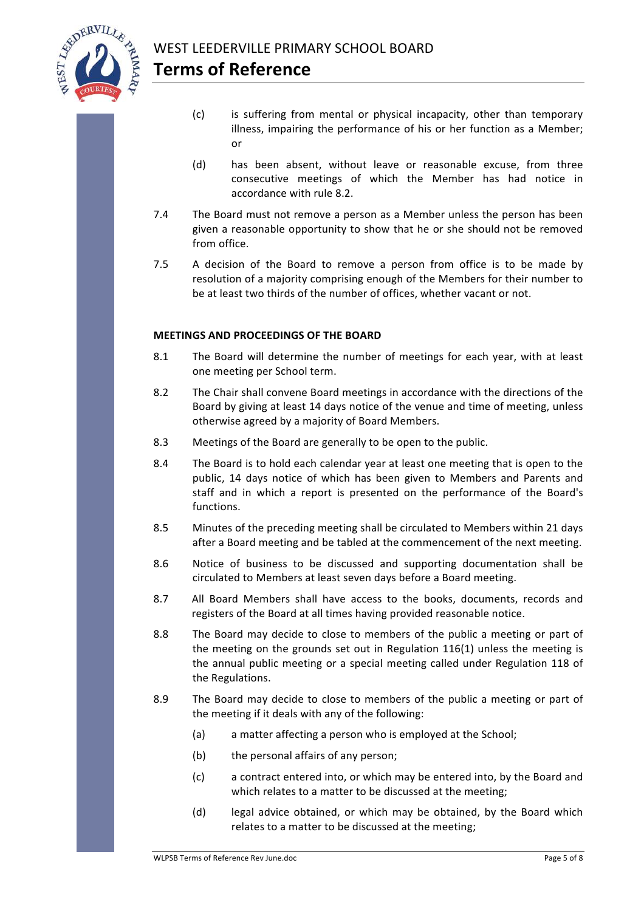(c) is suffering from mental or physical incapacity, other than temporary illness, impairing the performance of his or her function as a Member; or

(d) has been absent, without leave or reasonable excuse, from three consecutive meetings of which the Member has had notice in accordance with rule 8.2.

7.4 The Board must not remove a person as a Member unless the person has been given a reasonable opportunity to show that he or she should not be removed from office.

7.5 A decision of the Board to remove a person from office is to be made by resolution of a majority comprising enough of the Members for their number to be at least two thirds of the number of offices, whether vacant or not.

**MEETINGS AND PROCEEDINGS OF THE BOARD**

8.1 The Board will determine the number of meetings for each year, with at least one meeting per School term.

8.2 The Chair shall convene Board meetings in accordance with the directions of the Board by giving at least 14 days notice of the venue and time of meeting, unless otherwise agreed by a majority of Board Members.

8.3 Meetings of the Board are generally to be open to the public.

8.4 The Board is to hold each calendar year at least one meeting that is open to the public, 14 days notice of which has been given to Members and Parents and staff and in which a report is presented on the performance of the Board's functions.

8.5 Minutes of the preceding meeting shall be circulated to Members within 21 days after a Board meeting and be tabled at the commencement of the next meeting.

8.6 Notice of business to be discussed and supporting documentation shall be circulated to Members at least seven days before a Board meeting.

8.7 All Board Members shall have access to the books, documents, records and registers of the Board at all times having provided reasonable notice.

8.8 The Board may decide to close to members of the public a meeting or part of the meeting on the grounds set out in Regulation 116(1) unless the meeting is the annual public meeting or a special meeting called under Regulation 118 of the Regulations.

8.9 The Board may decide to close to members of the public a meeting or part of the meeting if it deals with any of the following:

(a) a matter affecting a person who is employed at the School;

(b) the personal affairs of any person;

(c) a contract entered into, or which may be entered into, by the Board and which relates to a matter to be discussed at the meeting;

(d) legal advice obtained, or which may be obtained, by the Board which relates to a matter to be discussed at the meeting;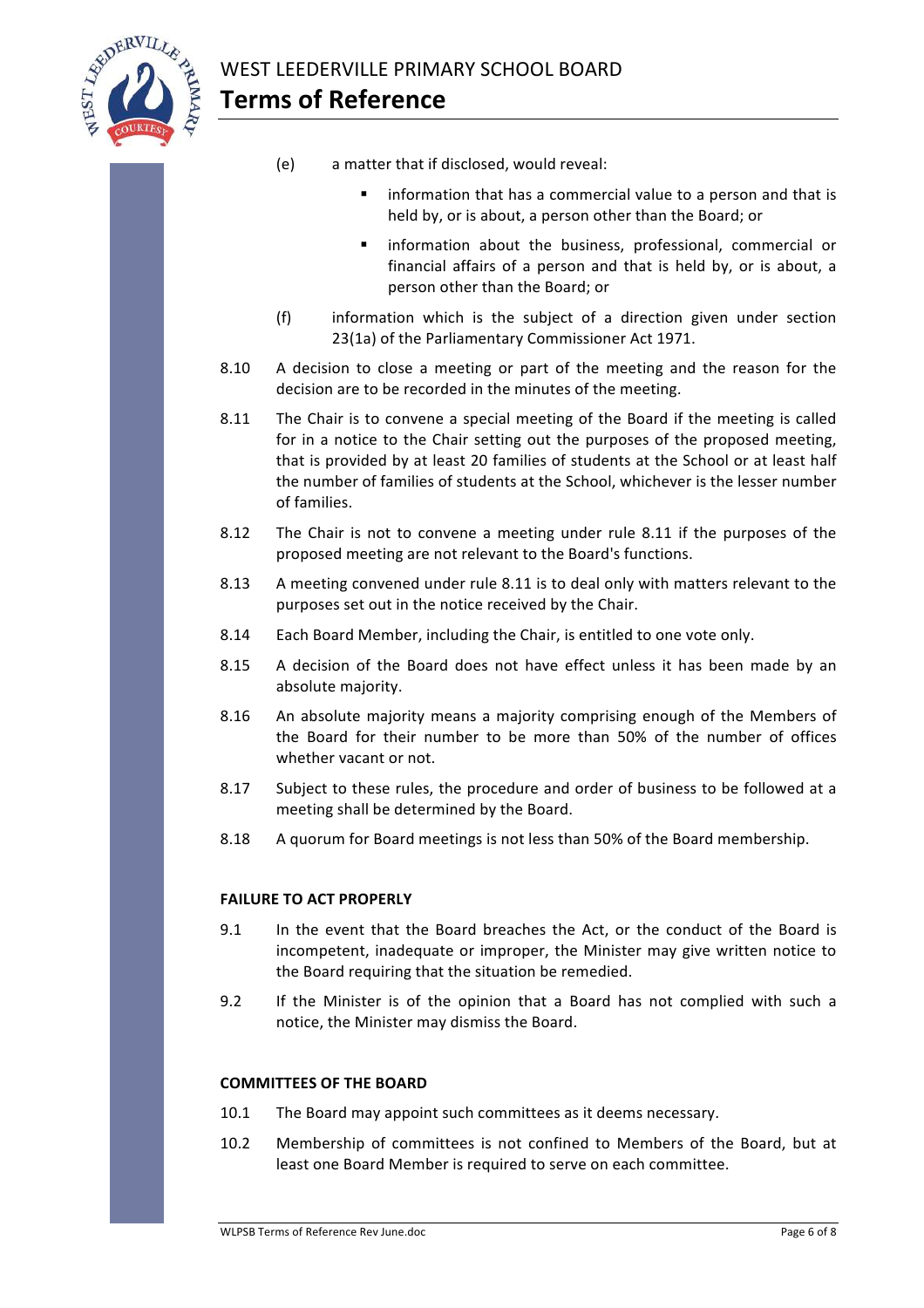(e) a matter that if disclosed, would reveal:

- information that has a commercial value to a person and that is held by, or is about, a person other than the Board; or
- information about the business, professional, commercial or financial affairs of a person and that is held by, or is about, a person other than the Board; or

(f) information which is the subject of a direction given under section 23(1a) of the Parliamentary Commissioner Act 1971.

8.10 A decision to close a meeting or part of the meeting and the reason for the decision are to be recorded in the minutes of the meeting.

8.11 The Chair is to convene a special meeting of the Board if the meeting is called for in a notice to the Chair setting out the purposes of the proposed meeting, that is provided by at least 20 families of students at the School or at least half the number of families of students at the School, whichever is the lesser number of families.

8.12 The Chair is not to convene a meeting under rule 8.11 if the purposes of the proposed meeting are not relevant to the Board's functions.

8.13 A meeting convened under rule 8.11 is to deal only with matters relevant to the purposes set out in the notice received by the Chair.

8.14 Each Board Member, including the Chair, is entitled to one vote only.

8.15 A decision of the Board does not have effect unless it has been made by an absolute majority.

8.16 An absolute majority means a majority comprising enough of the Members of the Board for their number to be more than 50% of the number of offices whether vacant or not.

8.17 Subject to these rules, the procedure and order of business to be followed at a meeting shall be determined by the Board.

8.18 A quorum for Board meetings is not less than 50% of the Board membership.

**FAILURE TO ACT PROPERLY**

9.1 In the event that the Board breaches the Act, or the conduct of the Board is incompetent, inadequate or improper, the Minister may give written notice to the Board requiring that the situation be remedied.

9.2 If the Minister is of the opinion that a Board has not complied with such a notice, the Minister may dismiss the Board.

**COMMITTEES OF THE BOARD**

10.1 The Board may appoint such committees as it deems necessary.

10.2 Membership of committees is not confined to Members of the Board, but at least one Board Member is required to serve on each committee.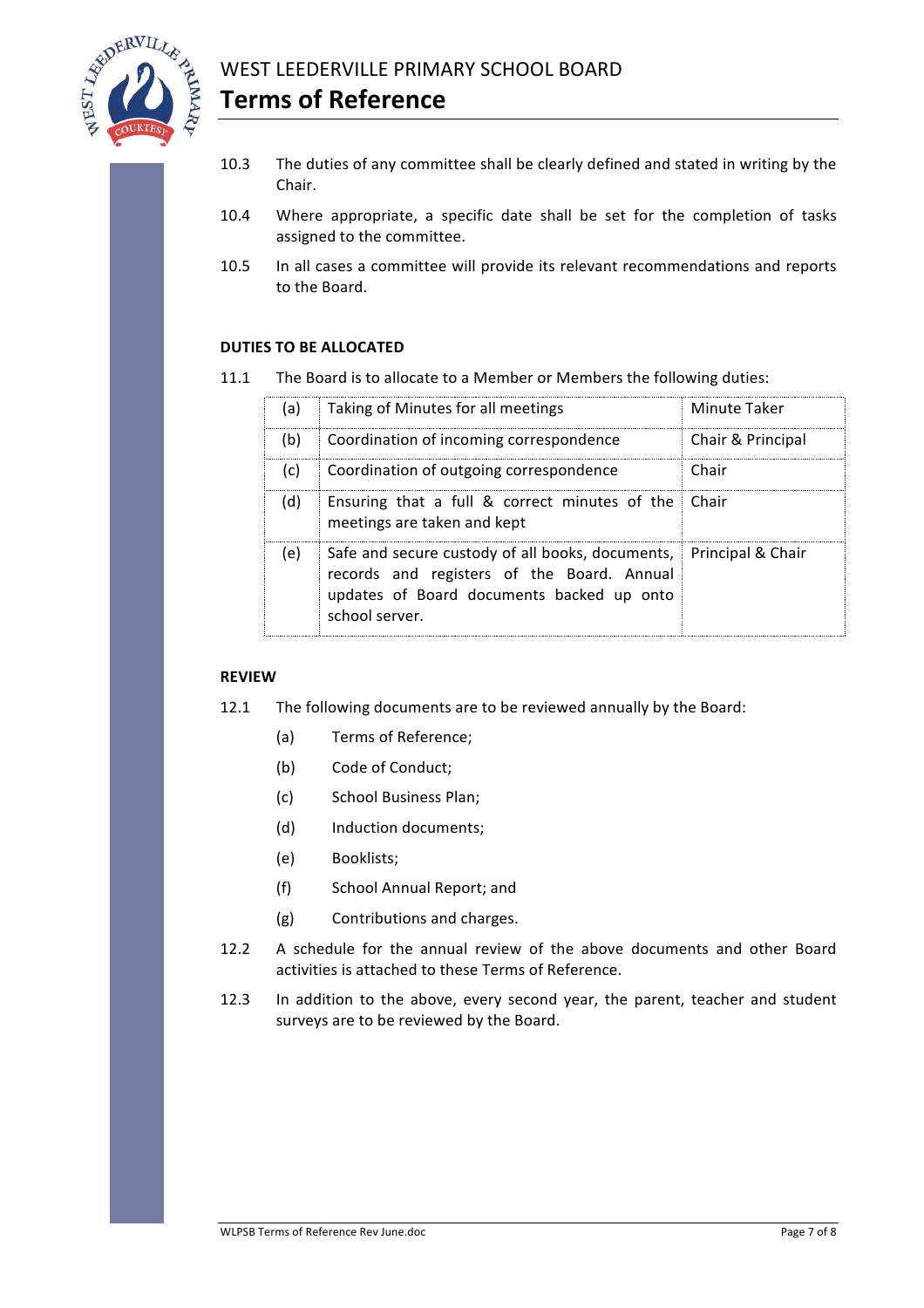10.3 The duties of any committee shall be clearly defined and stated in writing by the Chair.

10.4 Where appropriate, a specific date shall be set for the completion of tasks assigned to the committee.

10.5 In all cases a committee will provide its relevant recommendations and reports to the Board.

**DUTIES TO BE ALLOCATED**

11.1 The Board is to allocate to a Member or Members the following duties:

| | | |
|---|---|---|
| (a) | Taking of Minutes for all meetings | Minute Taker |
| (b) | Coordination of incoming correspondence | Chair & Principal |
| (c) | Coordination of outgoing correspondence | Chair |
| (d) | Ensuring that a full & correct minutes of the meetings are taken and kept | Chair |
| (e) | Safe and secure custody of all books, documents, records and registers of the Board. Annual updates of Board documents backed up onto school server. | Principal & Chair |

**REVIEW**

12.1 The following documents are to be reviewed annually by the Board:

(a) Terms of Reference;

(b) Code of Conduct;

(c) School Business Plan;

(d) Induction documents;

(e) Booklists;

(f) School Annual Report; and

(g) Contributions and charges.

12.2 A schedule for the annual review of the above documents and other Board activities is attached to these Terms of Reference.

12.3 In addition to the above, every second year, the parent, teacher and student surveys are to be reviewed by the Board.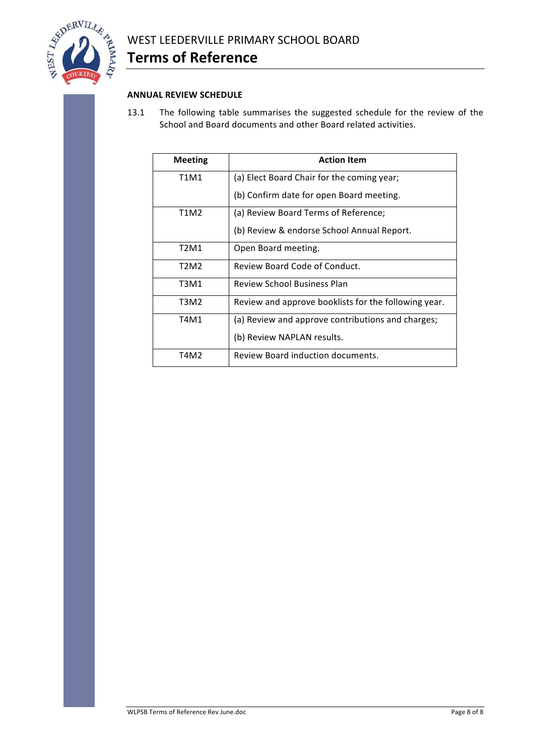### ANNUAL REVIEW SCHEDULE

13.1 The following table summarises the suggested schedule for the review of the School and Board documents and other Board related activities.

| Meeting | Action Item |
|---|---|
| T1M1 | (a) Elect Board Chair for the coming year;<br>(b) Confirm date for open Board meeting. |
| T1M2 | (a) Review Board Terms of Reference;<br>(b) Review & endorse School Annual Report. |
| T2M1 | Open Board meeting. |
| T2M2 | Review Board Code of Conduct. |
| T3M1 | Review School Business Plan |
| T3M2 | Review and approve booklists for the following year. |
| T4M1 | (a) Review and approve contributions and charges;<br>(b) Review NAPLAN results. |
| T4M2 | Review Board induction documents. |